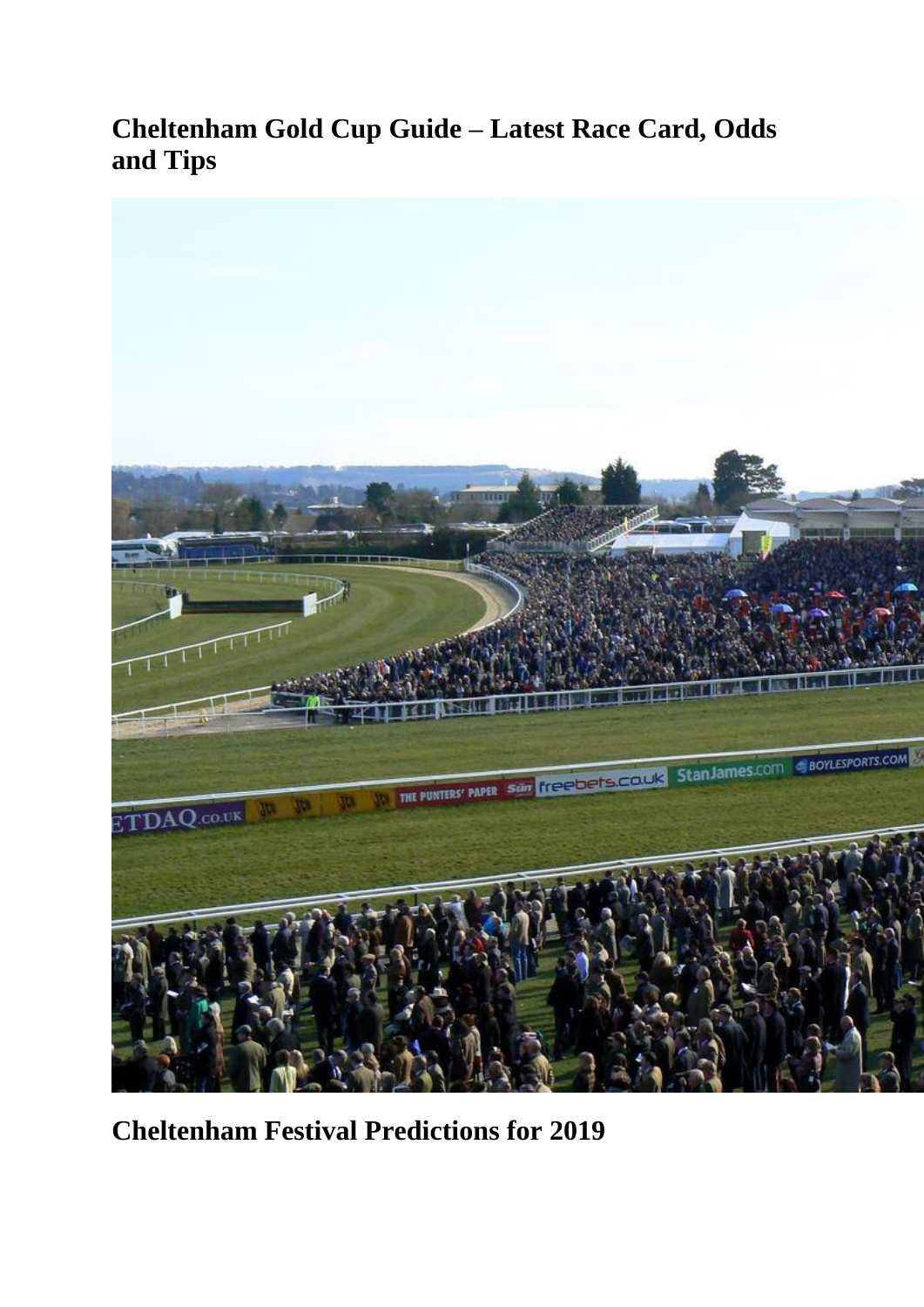# Cheltenham Gold Cup Guide – Latest Race Card, Odds and Tips

## Cheltenham Festival Predictions for 2019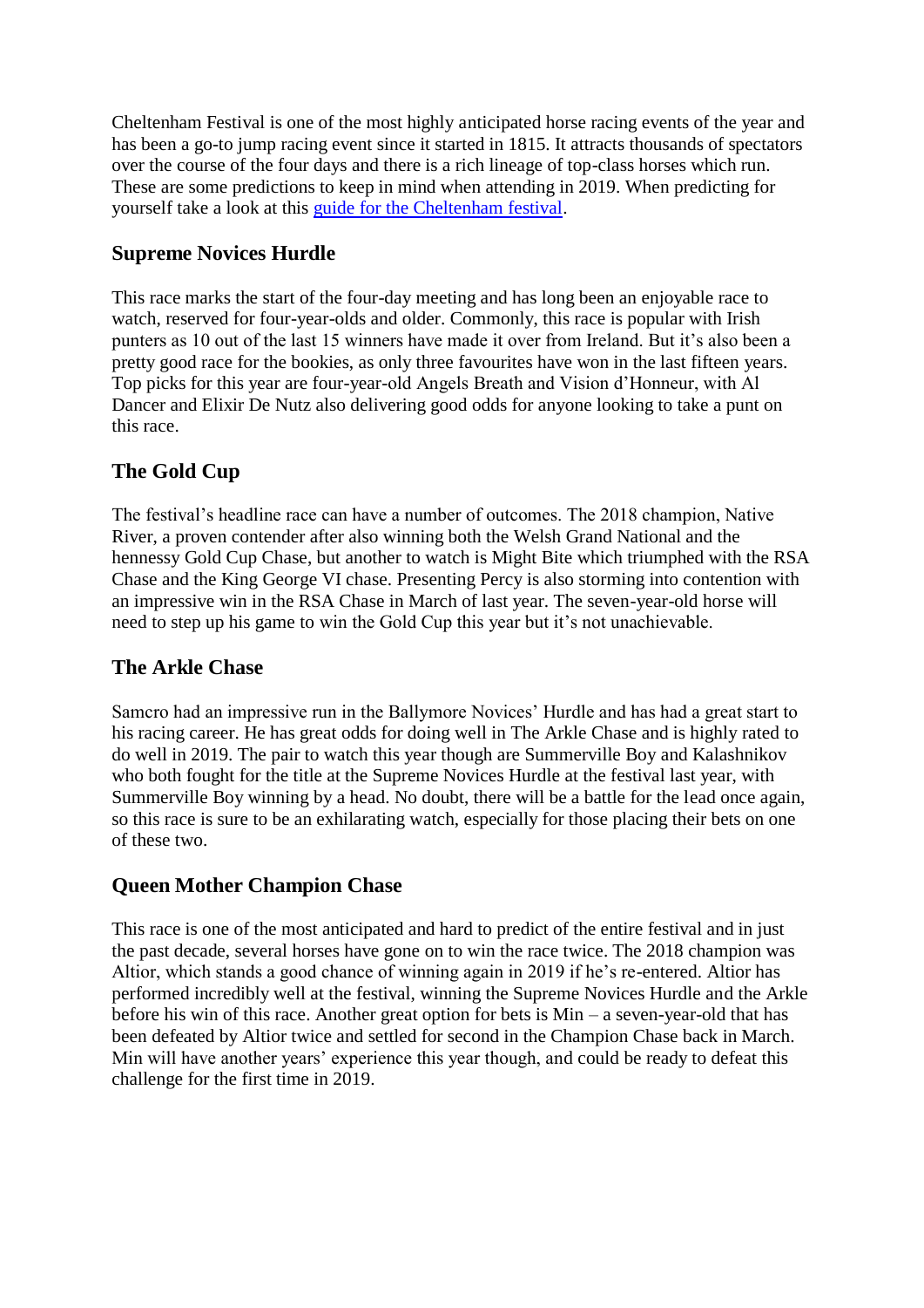Cheltenham Festival is one of the most highly anticipated horse racing events of the year and has been a go-to jump racing event since it started in 1815. It attracts thousands of spectators over the course of the four days and there is a rich lineage of top-class horses which run. These are some predictions to keep in mind when attending in 2019. When predicting for yourself take a look at this [guide for the Cheltenham festival](#).

## Supreme Novices Hurdle

This race marks the start of the four-day meeting and has long been an enjoyable race to watch, reserved for four-year-olds and older. Commonly, this race is popular with Irish punters as 10 out of the last 15 winners have made it over from Ireland. But it's also been a pretty good race for the bookies, as only three favourites have won in the last fifteen years. Top picks for this year are four-year-old Angels Breath and Vision d'Honneur, with Al Dancer and Elixir De Nutz also delivering good odds for anyone looking to take a punt on this race.

## The Gold Cup

The festival's headline race can have a number of outcomes. The 2018 champion, Native River, a proven contender after also winning both the Welsh Grand National and the hennessy Gold Cup Chase, but another to watch is Might Bite which triumphed with the RSA Chase and the King George VI chase. Presenting Percy is also storming into contention with an impressive win in the RSA Chase in March of last year. The seven-year-old horse will need to step up his game to win the Gold Cup this year but it's not unachievable.

## The Arkle Chase

Samcro had an impressive run in the Ballymore Novices' Hurdle and has had a great start to his racing career. He has great odds for doing well in The Arkle Chase and is highly rated to do well in 2019. The pair to watch this year though are Summerville Boy and Kalashnikov who both fought for the title at the Supreme Novices Hurdle at the festival last year, with Summerville Boy winning by a head. No doubt, there will be a battle for the lead once again, so this race is sure to be an exhilarating watch, especially for those placing their bets on one of these two.

## Queen Mother Champion Chase

This race is one of the most anticipated and hard to predict of the entire festival and in just the past decade, several horses have gone on to win the race twice. The 2018 champion was Altior, which stands a good chance of winning again in 2019 if he's re-entered. Altior has performed incredibly well at the festival, winning the Supreme Novices Hurdle and the Arkle before his win of this race. Another great option for bets is Min – a seven-year-old that has been defeated by Altior twice and settled for second in the Champion Chase back in March. Min will have another years' experience this year though, and could be ready to defeat this challenge for the first time in 2019.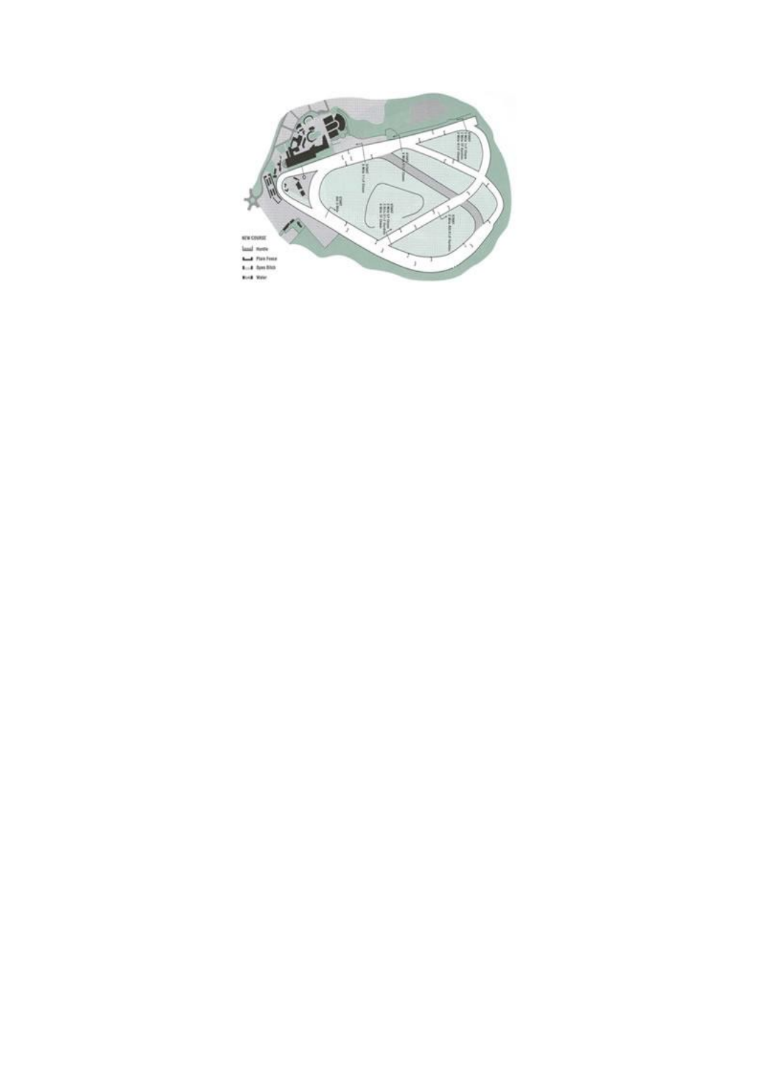NEW COURSE

Hurdle

Plain Fence

Open Ditch

Water